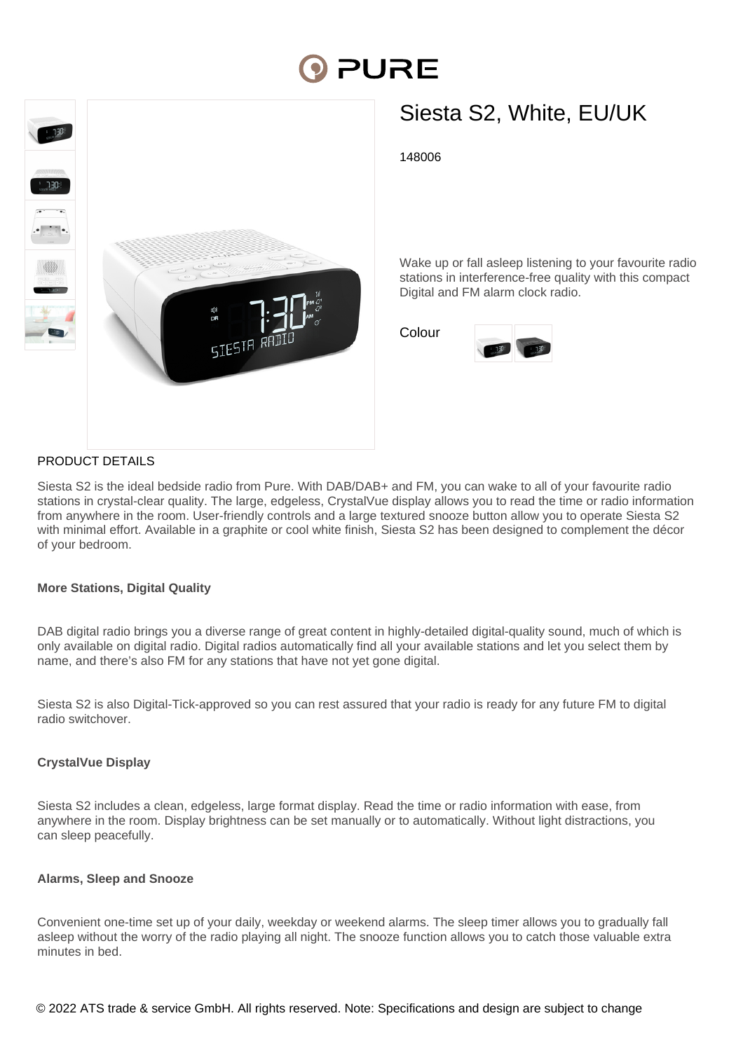# Siesta S2, White, EU/UK

148006

Wake up or fall asleep listening to your favourite radio stations in interference-free quality with this compact Digital and FM alarm clock radio.

Colour

## PRODUCT DETAILS

Siesta S2 is the ideal bedside radio from Pure. With DAB/DAB+ and FM, you can wake to all of your favourite radio stations in crystal-clear quality. The large, edgeless, CrystalVue display allows you to read the time or radio information from anywhere in the room. User-friendly controls and a large textured snooze button allow you to operate Siesta S2 with minimal effort. Available in a graphite or cool white finish, Siesta S2 has been designed to complement the décor of your bedroom.

**More Stations, Digital Quality**

DAB digital radio brings you a diverse range of great content in highly-detailed digital-quality sound, much of which is only available on digital radio. Digital radios automatically find all your available stations and let you select them by name, and there's also FM for any stations that have not yet gone digital.

Siesta S2 is also Digital-Tick-approved so you can rest assured that your radio is ready for any future FM to digital radio switchover.

**CrystalVue Display**

Siesta S2 includes a clean, edgeless, large format display. Read the time or radio information with ease, from anywhere in the room. Display brightness can be set manually or to automatically. Without light distractions, you can sleep peacefully.

**Alarms, Sleep and Snooze**

Convenient one-time set up of your daily, weekday or weekend alarms. The sleep timer allows you to gradually fall asleep without the worry of the radio playing all night. The snooze function allows you to catch those valuable extra minutes in bed.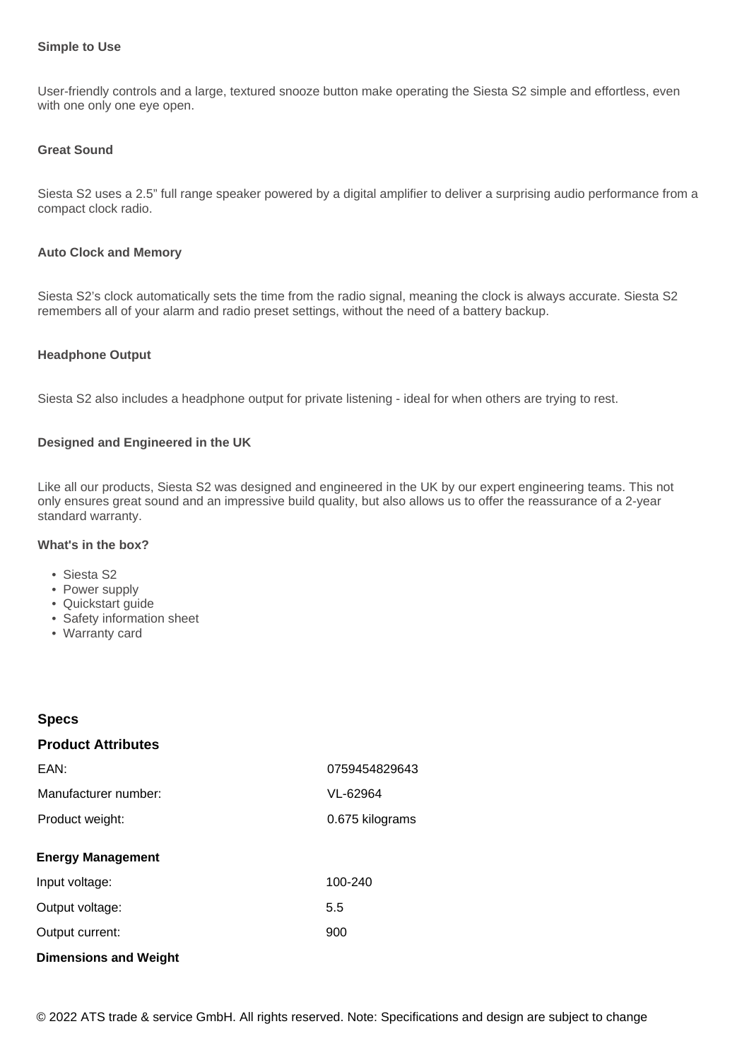**Simple to Use**

User-friendly controls and a large, textured snooze button make operating the Siesta S2 simple and effortless, even with one only one eye open.

**Great Sound**

Siesta S2 uses a 2.5" full range speaker powered by a digital amplifier to deliver a surprising audio performance from a compact clock radio.

**Auto Clock and Memory**

Siesta S2's clock automatically sets the time from the radio signal, meaning the clock is always accurate. Siesta S2 remembers all of your alarm and radio preset settings, without the need of a battery backup.

**Headphone Output**

Siesta S2 also includes a headphone output for private listening - ideal for when others are trying to rest.

**Designed and Engineered in the UK**

Like all our products, Siesta S2 was designed and engineered in the UK by our expert engineering teams. This not only ensures great sound and an impressive build quality, but also allows us to offer the reassurance of a 2-year standard warranty.

**What's in the box?**

- Siesta S2
- Power supply
- Quickstart guide
- Safety information sheet
- Warranty card

## Specs

### Product Attributes

| | |
|---|---|
| EAN: | 0759454829643 |
| Manufacturer number: | VL-62964 |
| Product weight: | 0.675 kilograms |

### Energy Management

| | |
|---|---|
| Input voltage: | 100-240 |
| Output voltage: | 5.5 |
| Output current: | 900 |

### Dimensions and Weight

© 2022 ATS trade & service GmbH. All rights reserved. Note: Specifications and design are subject to change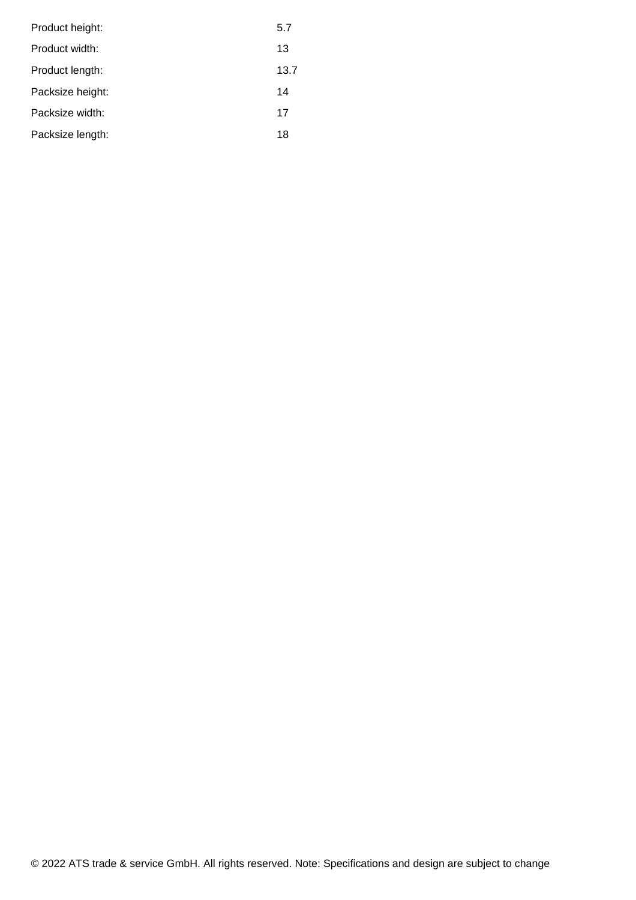| | |
|---|---|
| Product height: | 5.7 |
| Product width: | 13 |
| Product length: | 13.7 |
| Packsize height: | 14 |
| Packsize width: | 17 |
| Packsize length: | 18 |

© 2022 ATS trade & service GmbH. All rights reserved. Note: Specifications and design are subject to change